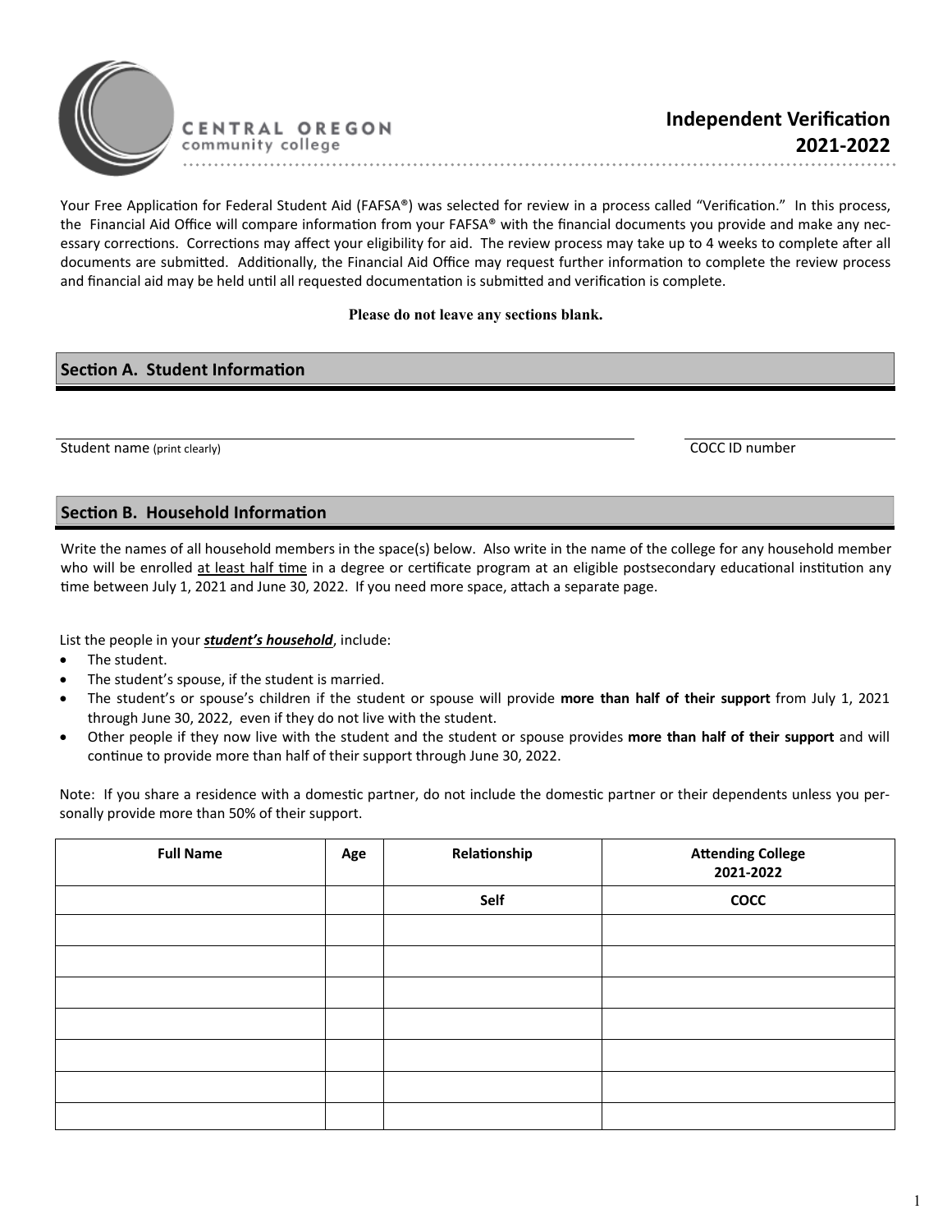CENTRAL OREGON
community college

# Independent Verification 2021-2022

Your Free Application for Federal Student Aid (FAFSA®) was selected for review in a process called "Verification." In this process, the Financial Aid Office will compare information from your FAFSA® with the financial documents you provide and make any necessary corrections. Corrections may affect your eligibility for aid. The review process may take up to 4 weeks to complete after all documents are submitted. Additionally, the Financial Aid Office may request further information to complete the review process and financial aid may be held until all requested documentation is submitted and verification is complete.

**Please do not leave any sections blank.**

## Section A. Student Information

Student name (print clearly) ______________________ COCC ID number ______________________

## Section B. Household Information

Write the names of all household members in the space(s) below. Also write in the name of the college for any household member who will be enrolled at least half time in a degree or certificate program at an eligible postsecondary educational institution any time between July 1, 2021 and June 30, 2022. If you need more space, attach a separate page.

List the people in your ***student's household***, include:

- The student.
- The student's spouse, if the student is married.
- The student's or spouse's children if the student or spouse will provide **more than half of their support** from July 1, 2021 through June 30, 2022, even if they do not live with the student.
- Other people if they now live with the student and the student or spouse provides **more than half of their support** and will continue to provide more than half of their support through June 30, 2022.

Note: If you share a residence with a domestic partner, do not include the domestic partner or their dependents unless you personally provide more than 50% of their support.

| Full Name | Age | Relationship | Attending College 2021-2022 |
|---|---|---|---|
| | | **Self** | **COCC** |
| | | | |
| | | | |
| | | | |
| | | | |
| | | | |
| | | | |
| | | | |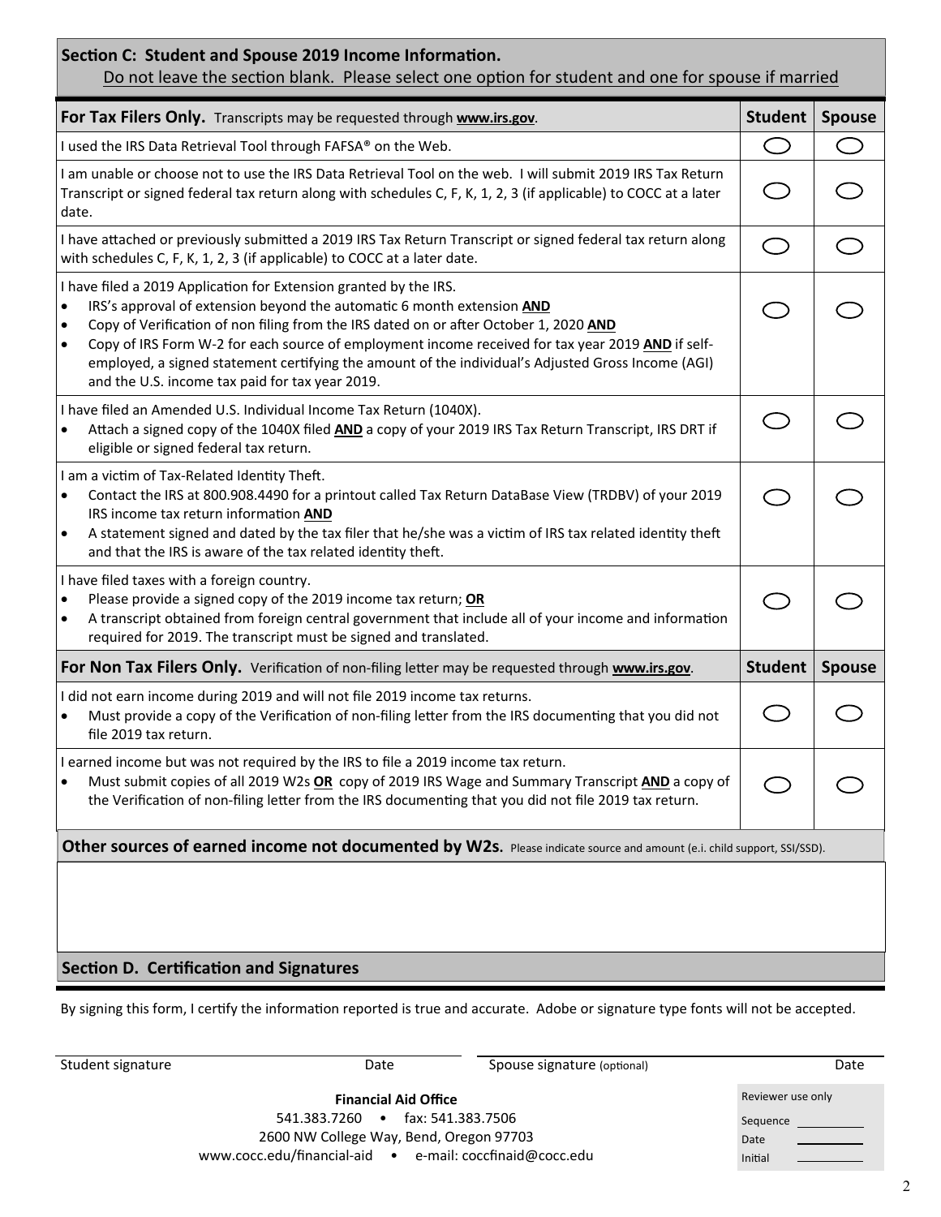## Section C: Student and Spouse 2019 Income Information.

Do not leave the section blank. Please select one option for student and one for spouse if married

| **For Tax Filers Only.** Transcripts may be requested through **www.irs.gov**. | **Student** | **Spouse** |
|---|---|---|
| I used the IRS Data Retrieval Tool through FAFSA® on the Web. | ◯ | ◯ |
| I am unable or choose not to use the IRS Data Retrieval Tool on the web. I will submit 2019 IRS Tax Return Transcript or signed federal tax return along with schedules C, F, K, 1, 2, 3 (if applicable) to COCC at a later date. | ◯ | ◯ |
| I have attached or previously submitted a 2019 IRS Tax Return Transcript or signed federal tax return along with schedules C, F, K, 1, 2, 3 (if applicable) to COCC at a later date. | ◯ | ◯ |
| I have filed a 2019 Application for Extension granted by the IRS. • IRS's approval of extension beyond the automatic 6 month extension **AND** • Copy of Verification of non filing from the IRS dated on or after October 1, 2020 **AND** • Copy of IRS Form W-2 for each source of employment income received for tax year 2019 **AND** if self-employed, a signed statement certifying the amount of the individual's Adjusted Gross Income (AGI) and the U.S. income tax paid for tax year 2019. | ◯ | ◯ |
| I have filed an Amended U.S. Individual Income Tax Return (1040X). • Attach a signed copy of the 1040X filed **AND** a copy of your 2019 IRS Tax Return Transcript, IRS DRT if eligible or signed federal tax return. | ◯ | ◯ |
| I am a victim of Tax-Related Identity Theft. • Contact the IRS at 800.908.4490 for a printout called Tax Return DataBase View (TRDBV) of your 2019 IRS income tax return information **AND** • A statement signed and dated by the tax filer that he/she was a victim of IRS tax related identity theft and that the IRS is aware of the tax related identity theft. | ◯ | ◯ |
| I have filed taxes with a foreign country. • Please provide a signed copy of the 2019 income tax return; **OR** • A transcript obtained from foreign central government that include all of your income and information required for 2019. The transcript must be signed and translated. | ◯ | ◯ |
| **For Non Tax Filers Only.** Verification of non-filing letter may be requested through **www.irs.gov**. | **Student** | **Spouse** |
| I did not earn income during 2019 and will not file 2019 income tax returns. • Must provide a copy of the Verification of non-filing letter from the IRS documenting that you did not file 2019 tax return. | ◯ | ◯ |
| I earned income but was not required by the IRS to file a 2019 income tax return. • Must submit copies of all 2019 W2s **OR** copy of 2019 IRS Wage and Summary Transcript **AND** a copy of the Verification of non-filing letter from the IRS documenting that you did not file 2019 tax return. | ◯ | ◯ |

**Other sources of earned income not documented by W2s.** Please indicate source and amount (e.i. child support, SSI/SSD).

## Section D. Certification and Signatures

By signing this form, I certify the information reported is true and accurate. Adobe or signature type fonts will not be accepted.

Student signature ______________ Date ______

Spouse signature (optional) ______________ Date ______

**Financial Aid Office**
541.383.7260 • fax: 541.383.7506
2600 NW College Way, Bend, Oregon 97703
www.cocc.edu/financial-aid • e-mail: coccfinaid@cocc.edu

Reviewer use only
Sequence ________
Date ________
Initial ________